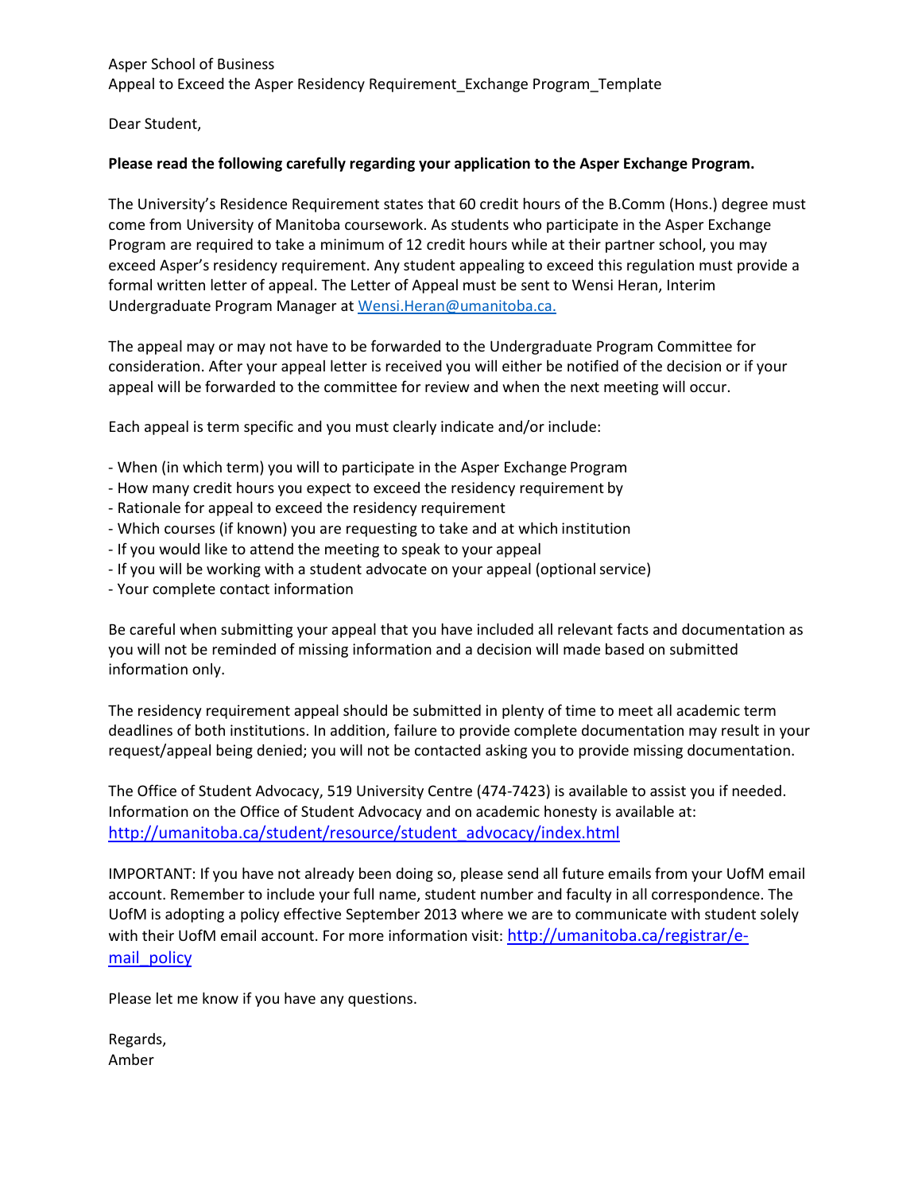Asper School of Business
Appeal to Exceed the Asper Residency Requirement_Exchange Program_Template

Dear Student,

**Please read the following carefully regarding your application to the Asper Exchange Program.**

The University's Residence Requirement states that 60 credit hours of the B.Comm (Hons.) degree must come from University of Manitoba coursework. As students who participate in the Asper Exchange Program are required to take a minimum of 12 credit hours while at their partner school, you may exceed Asper's residency requirement. Any student appealing to exceed this regulation must provide a formal written letter of appeal. The Letter of Appeal must be sent to Wensi Heran, Interim Undergraduate Program Manager at [Wensi.Heran@umanitoba.ca.](mailto:Wensi.Heran@umanitoba.ca)

The appeal may or may not have to be forwarded to the Undergraduate Program Committee for consideration. After your appeal letter is received you will either be notified of the decision or if your appeal will be forwarded to the committee for review and when the next meeting will occur.

Each appeal is term specific and you must clearly indicate and/or include:

- When (in which term) you will to participate in the Asper Exchange Program
- How many credit hours you expect to exceed the residency requirement by
- Rationale for appeal to exceed the residency requirement
- Which courses (if known) you are requesting to take and at which institution
- If you would like to attend the meeting to speak to your appeal
- If you will be working with a student advocate on your appeal (optional service)
- Your complete contact information

Be careful when submitting your appeal that you have included all relevant facts and documentation as you will not be reminded of missing information and a decision will made based on submitted information only.

The residency requirement appeal should be submitted in plenty of time to meet all academic term deadlines of both institutions. In addition, failure to provide complete documentation may result in your request/appeal being denied; you will not be contacted asking you to provide missing documentation.

The Office of Student Advocacy, 519 University Centre (474-7423) is available to assist you if needed. Information on the Office of Student Advocacy and on academic honesty is available at: [http://umanitoba.ca/student/resource/student_advocacy/index.html](http://umanitoba.ca/student/resource/student_advocacy/index.html)

IMPORTANT: If you have not already been doing so, please send all future emails from your UofM email account. Remember to include your full name, student number and faculty in all correspondence. The UofM is adopting a policy effective September 2013 where we are to communicate with student solely with their UofM email account. For more information visit: [http://umanitoba.ca/registrar/e-mail_policy](http://umanitoba.ca/registrar/e-mail_policy)

Please let me know if you have any questions.

Regards,
Amber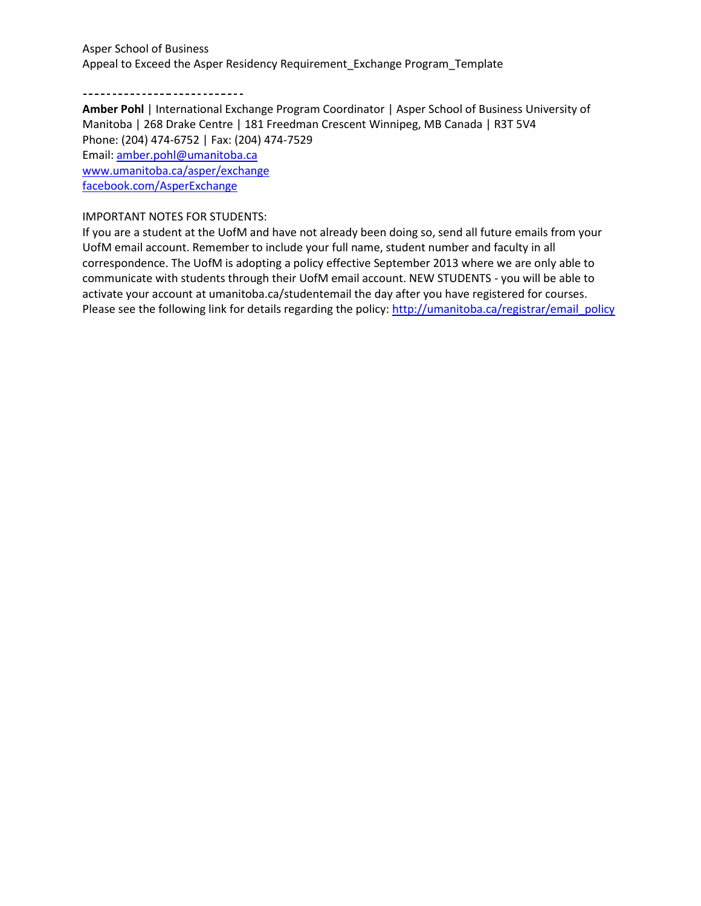---------------------------

**Amber Pohl** | International Exchange Program Coordinator | Asper School of Business University of Manitoba | 268 Drake Centre | 181 Freedman Crescent Winnipeg, MB Canada | R3T 5V4
Phone: (204) 474-6752 | Fax: (204) 474-7529
Email: amber.pohl@umanitoba.ca
www.umanitoba.ca/asper/exchange
facebook.com/AsperExchange

IMPORTANT NOTES FOR STUDENTS:
If you are a student at the UofM and have not already been doing so, send all future emails from your UofM email account. Remember to include your full name, student number and faculty in all correspondence. The UofM is adopting a policy effective September 2013 where we are only able to communicate with students through their UofM email account. NEW STUDENTS - you will be able to activate your account at umanitoba.ca/studentemail the day after you have registered for courses. Please see the following link for details regarding the policy: http://umanitoba.ca/registrar/email_policy